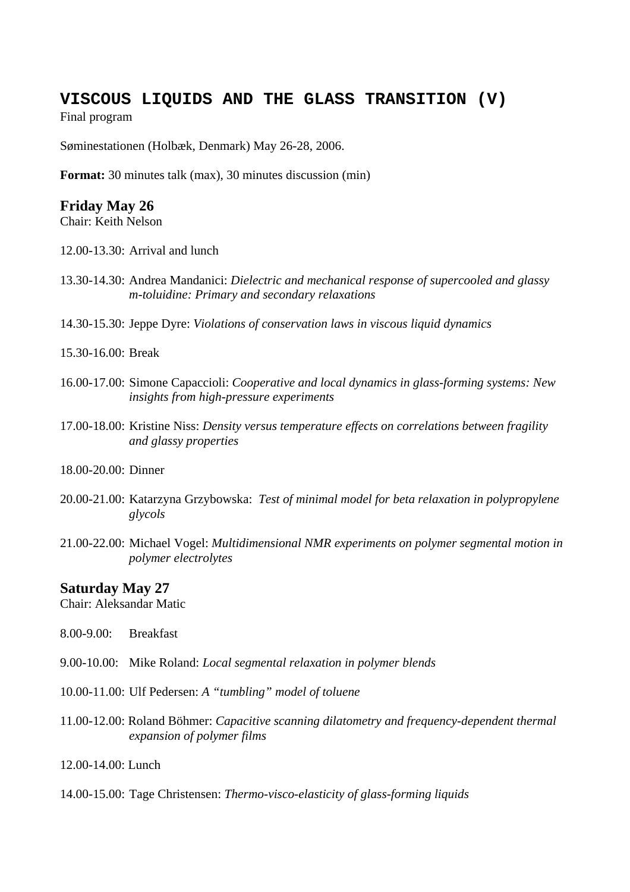# VISCOUS LIQUIDS AND THE GLASS TRANSITION (V)

Final program

Søminestationen (Holbæk, Denmark) May 26-28, 2006.

**Format:** 30 minutes talk (max), 30 minutes discussion (min)

## Friday May 26

Chair: Keith Nelson

12.00-13.30: Arrival and lunch

13.30-14.30: Andrea Mandanici: *Dielectric and mechanical response of supercooled and glassy m-toluidine: Primary and secondary relaxations*

14.30-15.30: Jeppe Dyre: *Violations of conservation laws in viscous liquid dynamics*

15.30-16.00: Break

16.00-17.00: Simone Capaccioli: *Cooperative and local dynamics in glass-forming systems: New insights from high-pressure experiments*

17.00-18.00: Kristine Niss: *Density versus temperature effects on correlations between fragility and glassy properties*

18.00-20.00: Dinner

20.00-21.00: Katarzyna Grzybowska: *Test of minimal model for beta relaxation in polypropylene glycols*

21.00-22.00: Michael Vogel: *Multidimensional NMR experiments on polymer segmental motion in polymer electrolytes*

## Saturday May 27

Chair: Aleksandar Matic

8.00-9.00: Breakfast

9.00-10.00: Mike Roland: *Local segmental relaxation in polymer blends*

10.00-11.00: Ulf Pedersen: *A "tumbling" model of toluene*

11.00-12.00: Roland Böhmer: *Capacitive scanning dilatometry and frequency-dependent thermal expansion of polymer films*

12.00-14.00: Lunch

14.00-15.00: Tage Christensen: *Thermo-visco-elasticity of glass-forming liquids*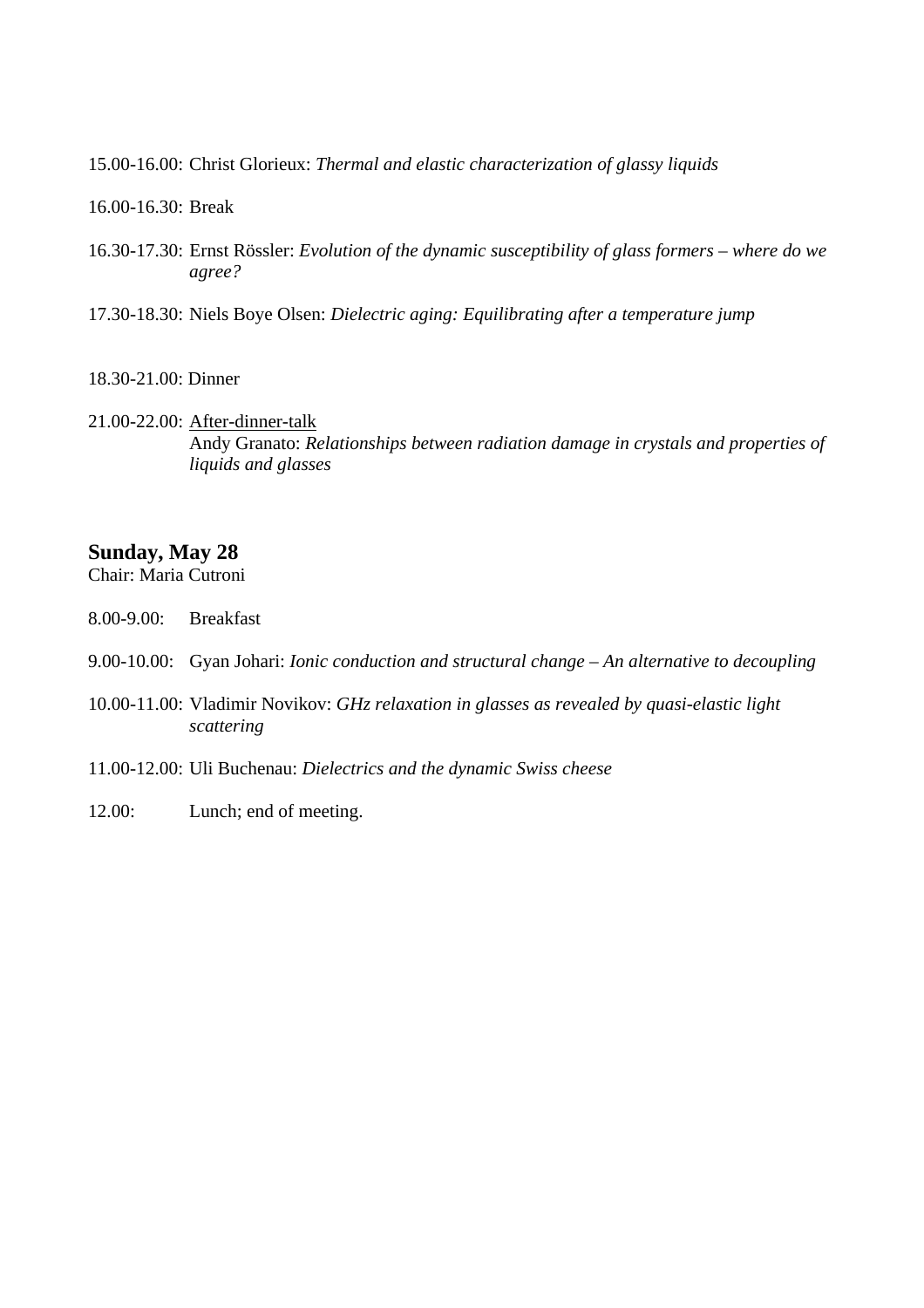15.00-16.00: Christ Glorieux: *Thermal and elastic characterization of glassy liquids*

16.00-16.30: Break

16.30-17.30: Ernst Rössler: *Evolution of the dynamic susceptibility of glass formers – where do we agree?*

17.30-18.30: Niels Boye Olsen: *Dielectric aging: Equilibrating after a temperature jump*

18.30-21.00: Dinner

21.00-22.00: <u>After-dinner-talk</u>
Andy Granato: *Relationships between radiation damage in crystals and properties of liquids and glasses*

## Sunday, May 28

Chair: Maria Cutroni

8.00-9.00: Breakfast

9.00-10.00: Gyan Johari: *Ionic conduction and structural change – An alternative to decoupling*

10.00-11.00: Vladimir Novikov: *GHz relaxation in glasses as revealed by quasi-elastic light scattering*

11.00-12.00: Uli Buchenau: *Dielectrics and the dynamic Swiss cheese*

12.00: Lunch; end of meeting.